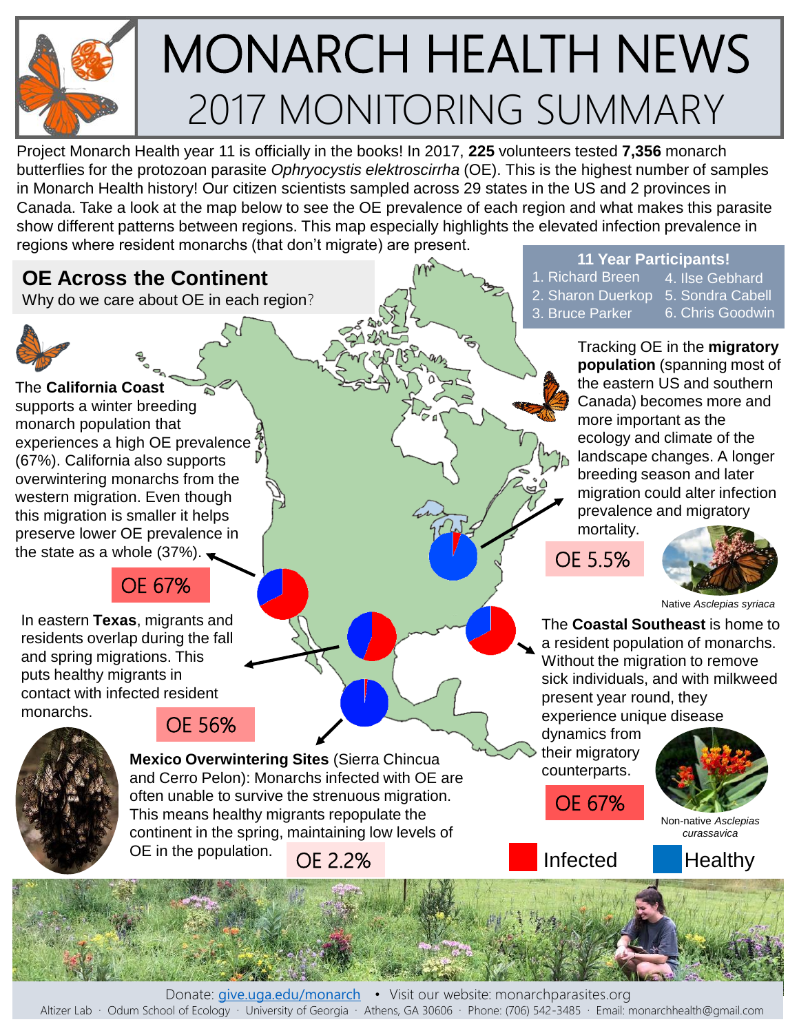# MONARCH HEALTH NEWS

## 2017 MONITORING SUMMARY

Project Monarch Health year 11 is officially in the books! In 2017, **225** volunteers tested **7,356** monarch butterflies for the protozoan parasite *Ophryocystis elektroscirrha* (OE). This is the highest number of samples in Monarch Health history! Our citizen scientists sampled across 29 states in the US and 2 provinces in Canada. Take a look at the map below to see the OE prevalence of each region and what makes this parasite show different patterns between regions. This map especially highlights the elevated infection prevalence in regions where resident monarchs (that don't migrate) are present.

### 11 Year Participants!

1. Richard Breen
2. Sharon Duerkop
3. Bruce Parker
4. Ilse Gebhard
5. Sondra Cabell
6. Chris Goodwin

## OE Across the Continent

Why do we care about OE in each region?

The **California Coast** supports a winter breeding monarch population that experiences a high OE prevalence (67%). California also supports overwintering monarchs from the western migration. Even though this migration is smaller it helps preserve lower OE prevalence in the state as a whole (37%).

OE 67%

In eastern **Texas**, migrants and residents overlap during the fall and spring migrations. This puts healthy migrants in contact with infected resident monarchs.

OE 56%

**Mexico Overwintering Sites** (Sierra Chincua and Cerro Pelon): Monarchs infected with OE are often unable to survive the strenuous migration. This means healthy migrants repopulate the continent in the spring, maintaining low levels of OE in the population.

OE 2.2%

Tracking OE in the **migratory population** (spanning most of the eastern US and southern Canada) becomes more and more important as the ecology and climate of the landscape changes. A longer breeding season and later migration could alter infection prevalence and migratory mortality.

OE 5.5%

Native *Asclepias syriaca*

The **Coastal Southeast** is home to a resident population of monarchs. Without the migration to remove sick individuals, and with milkweed present year round, they experience unique disease dynamics from their migratory counterparts.

OE 67%

Non-native *Asclepias curassavica*

Infected | Healthy

Donate: give.uga.edu/monarch • Visit our website: monarchparasites.org

Altizer Lab · Odum School of Ecology · University of Georgia · Athens, GA 30606 · Phone: (706) 542-3485 · Email: monarchhealth@gmail.com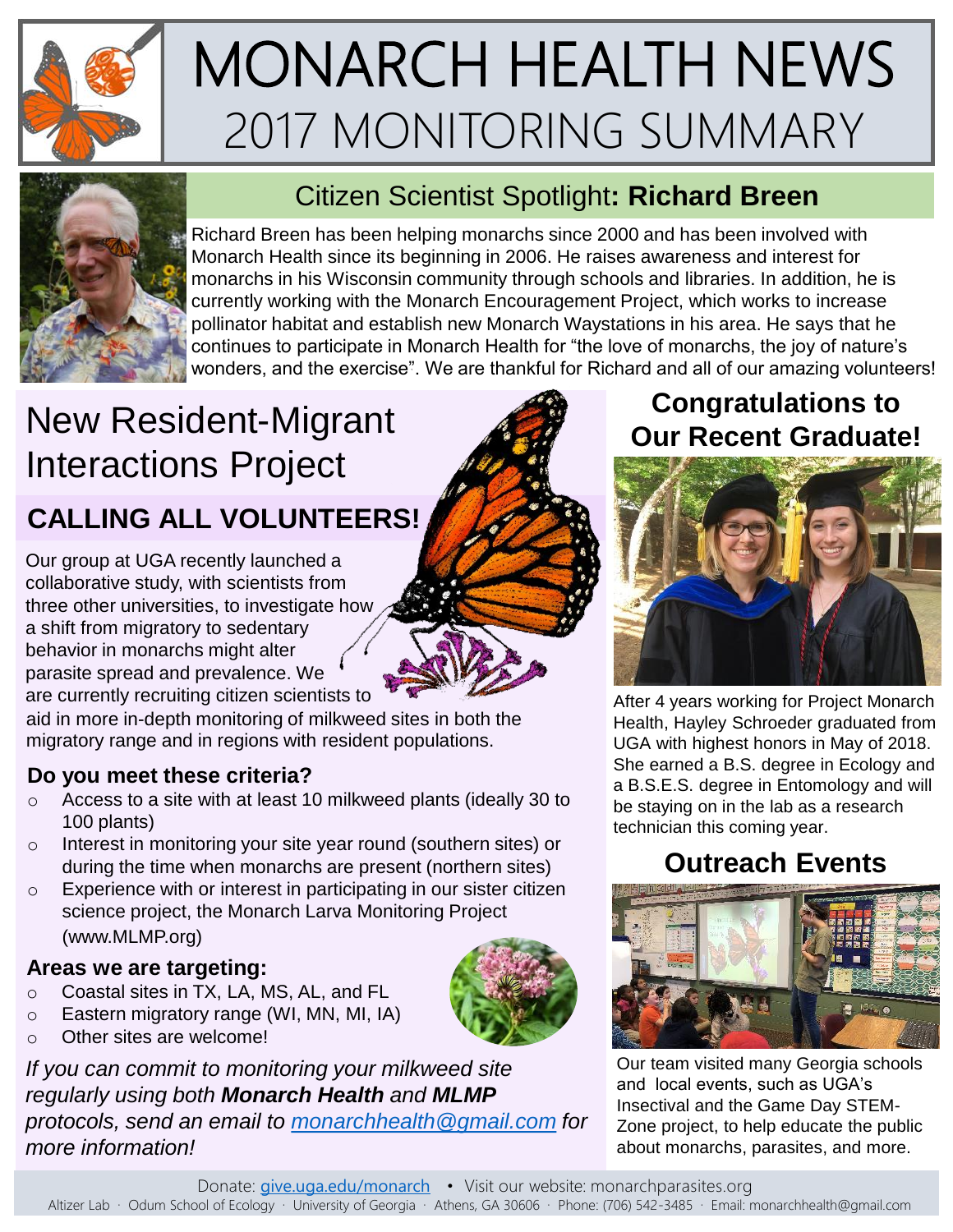# MONARCH HEALTH NEWS

## 2017 MONITORING SUMMARY

## Citizen Scientist Spotlight: **Richard Breen**

Richard Breen has been helping monarchs since 2000 and has been involved with Monarch Health since its beginning in 2006. He raises awareness and interest for monarchs in his Wisconsin community through schools and libraries. In addition, he is currently working with the Monarch Encouragement Project, which works to increase pollinator habitat and establish new Monarch Waystations in his area. He says that he continues to participate in Monarch Health for "the love of monarchs, the joy of nature's wonders, and the exercise". We are thankful for Richard and all of our amazing volunteers!

## New Resident-Migrant Interactions Project

### CALLING ALL VOLUNTEERS!

Our group at UGA recently launched a collaborative study, with scientists from three other universities, to investigate how a shift from migratory to sedentary behavior in monarchs might alter parasite spread and prevalence. We are currently recruiting citizen scientists to aid in more in-depth monitoring of milkweed sites in both the migratory range and in regions with resident populations.

### Do you meet these criteria?

- Access to a site with at least 10 milkweed plants (ideally 30 to 100 plants)
- Interest in monitoring your site year round (southern sites) or during the time when monarchs are present (northern sites)
- Experience with or interest in participating in our sister citizen science project, the Monarch Larva Monitoring Project (www.MLMP.org)

### Areas we are targeting:

- Coastal sites in TX, LA, MS, AL, and FL
- Eastern migratory range (WI, MN, MI, IA)
- Other sites are welcome!

*If you can commit to monitoring your milkweed site regularly using both **Monarch Health** and **MLMP** protocols, send an email to [monarchhealth@gmail.com](mailto:monarchhealth@gmail.com) for more information!*

## Congratulations to Our Recent Graduate!

After 4 years working for Project Monarch Health, Hayley Schroeder graduated from UGA with highest honors in May of 2018. She earned a B.S. degree in Ecology and a B.S.E.S. degree in Entomology and will be staying on in the lab as a research technician this coming year.

## Outreach Events

Our team visited many Georgia schools and local events, such as UGA's Insectival and the Game Day STEM-Zone project, to help educate the public about monarchs, parasites, and more.

Donate: [give.uga.edu/monarch](https://give.uga.edu/monarch) • Visit our website: monarchparasites.org

Altizer Lab · Odum School of Ecology · University of Georgia · Athens, GA 30606 · Phone: (706) 542-3485 · Email: monarchhealth@gmail.com